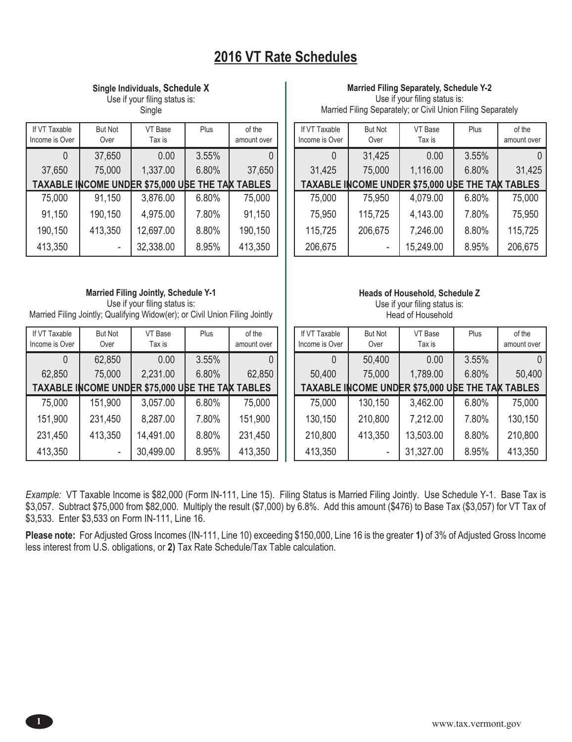# 2016 VT Rate Schedules

### Single Individuals, Schedule X

Use if your filing status is:
Single

| If VT Taxable Income is Over | But Not Over | VT Base Tax is | Plus | of the amount over |
|---|---|---|---|---|
| 0 | 37,650 | 0.00 | 3.55% | 0 |
| 37,650 | 75,000 | 1,337.00 | 6.80% | 37,650 |
| TAXABLE INCOME UNDER $75,000 USE THE TAX TABLES | | | | |
| 75,000 | 91,150 | 3,876.00 | 6.80% | 75,000 |
| 91,150 | 190,150 | 4,975.00 | 7.80% | 91,150 |
| 190,150 | 413,350 | 12,697.00 | 8.80% | 190,150 |
| 413,350 | - | 32,338.00 | 8.95% | 413,350 |

### Married Filing Separately, Schedule Y-2

Use if your filing status is:
Married Filing Separately; or Civil Union Filing Separately

| If VT Taxable Income is Over | But Not Over | VT Base Tax is | Plus | of the amount over |
|---|---|---|---|---|
| 0 | 31,425 | 0.00 | 3.55% | 0 |
| 31,425 | 75,000 | 1,116.00 | 6.80% | 31,425 |
| TAXABLE INCOME UNDER $75,000 USE THE TAX TABLES | | | | |
| 75,000 | 75,950 | 4,079.00 | 6.80% | 75,000 |
| 75,950 | 115,725 | 4,143.00 | 7.80% | 75,950 |
| 115,725 | 206,675 | 7,246.00 | 8.80% | 115,725 |
| 206,675 | - | 15,249.00 | 8.95% | 206,675 |

### Married Filing Jointly, Schedule Y-1

Use if your filing status is:
Married Filing Jointly; Qualifying Widow(er); or Civil Union Filing Jointly

| If VT Taxable Income is Over | But Not Over | VT Base Tax is | Plus | of the amount over |
|---|---|---|---|---|
| 0 | 62,850 | 0.00 | 3.55% | 0 |
| 62,850 | 75,000 | 2,231.00 | 6.80% | 62,850 |
| TAXABLE INCOME UNDER $75,000 USE THE TAX TABLES | | | | |
| 75,000 | 151,900 | 3,057.00 | 6.80% | 75,000 |
| 151,900 | 231,450 | 8,287.00 | 7.80% | 151,900 |
| 231,450 | 413,350 | 14,491.00 | 8.80% | 231,450 |
| 413,350 | - | 30,499.00 | 8.95% | 413,350 |

### Heads of Household, Schedule Z

Use if your filing status is:
Head of Household

| If VT Taxable Income is Over | But Not Over | VT Base Tax is | Plus | of the amount over |
|---|---|---|---|---|
| 0 | 50,400 | 0.00 | 3.55% | 0 |
| 50,400 | 75,000 | 1,789.00 | 6.80% | 50,400 |
| TAXABLE INCOME UNDER $75,000 USE THE TAX TABLES | | | | |
| 75,000 | 130,150 | 3,462.00 | 6.80% | 75,000 |
| 130,150 | 210,800 | 7,212.00 | 7.80% | 130,150 |
| 210,800 | 413,350 | 13,503.00 | 8.80% | 210,800 |
| 413,350 | - | 31,327.00 | 8.95% | 413,350 |

*Example:* VT Taxable Income is $82,000 (Form IN-111, Line 15). Filing Status is Married Filing Jointly. Use Schedule Y-1. Base Tax is $3,057. Subtract $75,000 from $82,000. Multiply the result ($7,000) by 6.8%. Add this amount ($476) to Base Tax ($3,057) for VT Tax of $3,533. Enter $3,533 on Form IN-111, Line 16.

**Please note:** For Adjusted Gross Incomes (IN-111, Line 10) exceeding $150,000, Line 16 is the greater **1)** of 3% of Adjusted Gross Income less interest from U.S. obligations, or **2)** Tax Rate Schedule/Tax Table calculation.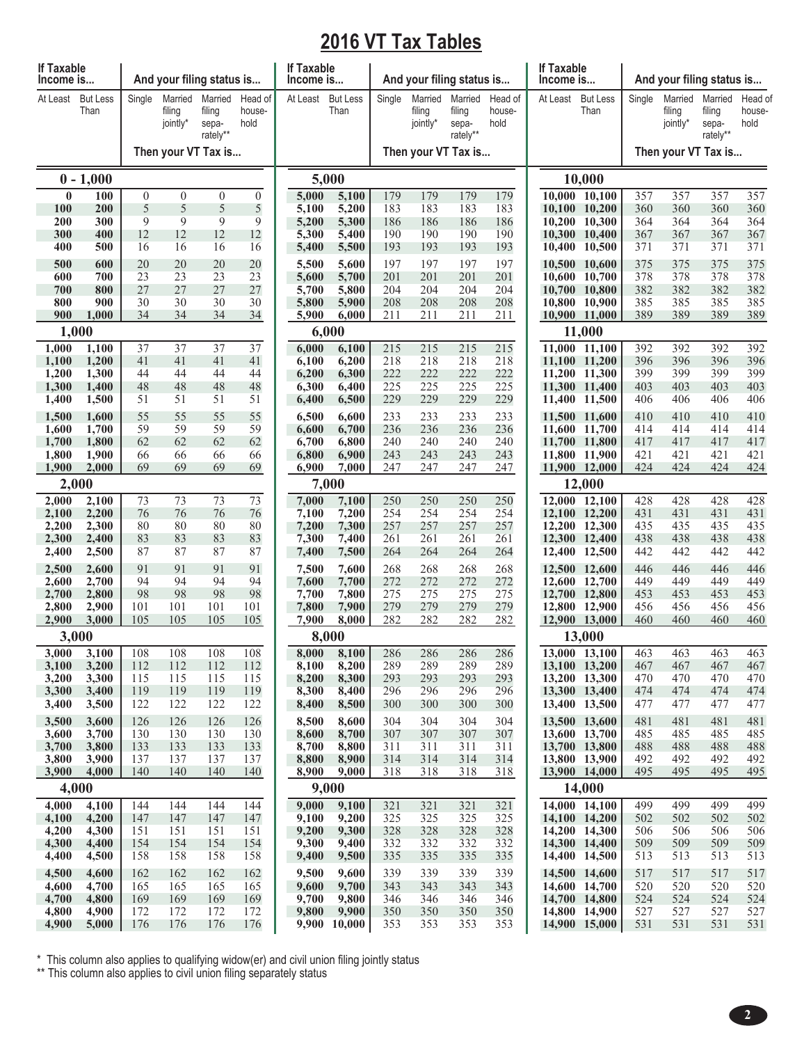# 2016 VT Tax Tables

| If Taxable Income is... | | And your filing status is... | | | |
|---|---|---|---|---|---|
| At Least | But Less Than | Single | Married filing jointly* | Married filing separately** | Head of household |
| | | Then your VT Tax is... | | | |
| **0 - 1,000** | | | | | |
| 0 | 100 | 0 | 0 | 0 | 0 |
| 100 | 200 | 5 | 5 | 5 | 5 |
| 200 | 300 | 9 | 9 | 9 | 9 |
| 300 | 400 | 12 | 12 | 12 | 12 |
| 400 | 500 | 16 | 16 | 16 | 16 |
| 500 | 600 | 20 | 20 | 20 | 20 |
| 600 | 700 | 23 | 23 | 23 | 23 |
| 700 | 800 | 27 | 27 | 27 | 27 |
| 800 | 900 | 30 | 30 | 30 | 30 |
| 900 | 1,000 | 34 | 34 | 34 | 34 |
| **1,000** | | | | | |
| 1,000 | 1,100 | 37 | 37 | 37 | 37 |
| 1,100 | 1,200 | 41 | 41 | 41 | 41 |
| 1,200 | 1,300 | 44 | 44 | 44 | 44 |
| 1,300 | 1,400 | 48 | 48 | 48 | 48 |
| 1,400 | 1,500 | 51 | 51 | 51 | 51 |
| 1,500 | 1,600 | 55 | 55 | 55 | 55 |
| 1,600 | 1,700 | 59 | 59 | 59 | 59 |
| 1,700 | 1,800 | 62 | 62 | 62 | 62 |
| 1,800 | 1,900 | 66 | 66 | 66 | 66 |
| 1,900 | 2,000 | 69 | 69 | 69 | 69 |
| **2,000** | | | | | |
| 2,000 | 2,100 | 73 | 73 | 73 | 73 |
| 2,100 | 2,200 | 76 | 76 | 76 | 76 |
| 2,200 | 2,300 | 80 | 80 | 80 | 80 |
| 2,300 | 2,400 | 83 | 83 | 83 | 83 |
| 2,400 | 2,500 | 87 | 87 | 87 | 87 |
| 2,500 | 2,600 | 91 | 91 | 91 | 91 |
| 2,600 | 2,700 | 94 | 94 | 94 | 94 |
| 2,700 | 2,800 | 98 | 98 | 98 | 98 |
| 2,800 | 2,900 | 101 | 101 | 101 | 101 |
| 2,900 | 3,000 | 105 | 105 | 105 | 105 |
| **3,000** | | | | | |
| 3,000 | 3,100 | 108 | 108 | 108 | 108 |
| 3,100 | 3,200 | 112 | 112 | 112 | 112 |
| 3,200 | 3,300 | 115 | 115 | 115 | 115 |
| 3,300 | 3,400 | 119 | 119 | 119 | 119 |
| 3,400 | 3,500 | 122 | 122 | 122 | 122 |
| 3,500 | 3,600 | 126 | 126 | 126 | 126 |
| 3,600 | 3,700 | 130 | 130 | 130 | 130 |
| 3,700 | 3,800 | 133 | 133 | 133 | 133 |
| 3,800 | 3,900 | 137 | 137 | 137 | 137 |
| 3,900 | 4,000 | 140 | 140 | 140 | 140 |
| **4,000** | | | | | |
| 4,000 | 4,100 | 144 | 144 | 144 | 144 |
| 4,100 | 4,200 | 147 | 147 | 147 | 147 |
| 4,200 | 4,300 | 151 | 151 | 151 | 151 |
| 4,300 | 4,400 | 154 | 154 | 154 | 154 |
| 4,400 | 4,500 | 158 | 158 | 158 | 158 |
| 4,500 | 4,600 | 162 | 162 | 162 | 162 |
| 4,600 | 4,700 | 165 | 165 | 165 | 165 |
| 4,700 | 4,800 | 169 | 169 | 169 | 169 |
| 4,800 | 4,900 | 172 | 172 | 172 | 172 |
| 4,900 | 5,000 | 176 | 176 | 176 | 176 |
| **5,000** | | | | | |
| 5,000 | 5,100 | 179 | 179 | 179 | 179 |
| 5,100 | 5,200 | 183 | 183 | 183 | 183 |
| 5,200 | 5,300 | 186 | 186 | 186 | 186 |
| 5,300 | 5,400 | 190 | 190 | 190 | 190 |
| 5,400 | 5,500 | 193 | 193 | 193 | 193 |
| 5,500 | 5,600 | 197 | 197 | 197 | 197 |
| 5,600 | 5,700 | 201 | 201 | 201 | 201 |
| 5,700 | 5,800 | 204 | 204 | 204 | 204 |
| 5,800 | 5,900 | 208 | 208 | 208 | 208 |
| 5,900 | 6,000 | 211 | 211 | 211 | 211 |
| **6,000** | | | | | |
| 6,000 | 6,100 | 215 | 215 | 215 | 215 |
| 6,100 | 6,200 | 218 | 218 | 218 | 218 |
| 6,200 | 6,300 | 222 | 222 | 222 | 222 |
| 6,300 | 6,400 | 225 | 225 | 225 | 225 |
| 6,400 | 6,500 | 229 | 229 | 229 | 229 |
| 6,500 | 6,600 | 233 | 233 | 233 | 233 |
| 6,600 | 6,700 | 236 | 236 | 236 | 236 |
| 6,700 | 6,800 | 240 | 240 | 240 | 240 |
| 6,800 | 6,900 | 243 | 243 | 243 | 243 |
| 6,900 | 7,000 | 247 | 247 | 247 | 247 |
| **7,000** | | | | | |
| 7,000 | 7,100 | 250 | 250 | 250 | 250 |
| 7,100 | 7,200 | 254 | 254 | 254 | 254 |
| 7,200 | 7,300 | 257 | 257 | 257 | 257 |
| 7,300 | 7,400 | 261 | 261 | 261 | 261 |
| 7,400 | 7,500 | 264 | 264 | 264 | 264 |
| 7,500 | 7,600 | 268 | 268 | 268 | 268 |
| 7,600 | 7,700 | 272 | 272 | 272 | 272 |
| 7,700 | 7,800 | 275 | 275 | 275 | 275 |
| 7,800 | 7,900 | 279 | 279 | 279 | 279 |
| 7,900 | 8,000 | 282 | 282 | 282 | 282 |
| **8,000** | | | | | |
| 8,000 | 8,100 | 286 | 286 | 286 | 286 |
| 8,100 | 8,200 | 289 | 289 | 289 | 289 |
| 8,200 | 8,300 | 293 | 293 | 293 | 293 |
| 8,300 | 8,400 | 296 | 296 | 296 | 296 |
| 8,400 | 8,500 | 300 | 300 | 300 | 300 |
| 8,500 | 8,600 | 304 | 304 | 304 | 304 |
| 8,600 | 8,700 | 307 | 307 | 307 | 307 |
| 8,700 | 8,800 | 311 | 311 | 311 | 311 |
| 8,800 | 8,900 | 314 | 314 | 314 | 314 |
| 8,900 | 9,000 | 318 | 318 | 318 | 318 |
| **9,000** | | | | | |
| 9,000 | 9,100 | 321 | 321 | 321 | 321 |
| 9,100 | 9,200 | 325 | 325 | 325 | 325 |
| 9,200 | 9,300 | 328 | 328 | 328 | 328 |
| 9,300 | 9,400 | 332 | 332 | 332 | 332 |
| 9,400 | 9,500 | 335 | 335 | 335 | 335 |
| 9,500 | 9,600 | 339 | 339 | 339 | 339 |
| 9,600 | 9,700 | 343 | 343 | 343 | 343 |
| 9,700 | 9,800 | 346 | 346 | 346 | 346 |
| 9,800 | 9,900 | 350 | 350 | 350 | 350 |
| 9,900 | 10,000 | 353 | 353 | 353 | 353 |
| **10,000** | | | | | |
| 10,000 | 10,100 | 357 | 357 | 357 | 357 |
| 10,100 | 10,200 | 360 | 360 | 360 | 360 |
| 10,200 | 10,300 | 364 | 364 | 364 | 364 |
| 10,300 | 10,400 | 367 | 367 | 367 | 367 |
| 10,400 | 10,500 | 371 | 371 | 371 | 371 |
| 10,500 | 10,600 | 375 | 375 | 375 | 375 |
| 10,600 | 10,700 | 378 | 378 | 378 | 378 |
| 10,700 | 10,800 | 382 | 382 | 382 | 382 |
| 10,800 | 10,900 | 385 | 385 | 385 | 385 |
| 10,900 | 11,000 | 389 | 389 | 389 | 389 |
| **11,000** | | | | | |
| 11,000 | 11,100 | 392 | 392 | 392 | 392 |
| 11,100 | 11,200 | 396 | 396 | 396 | 396 |
| 11,200 | 11,300 | 399 | 399 | 399 | 399 |
| 11,300 | 11,400 | 403 | 403 | 403 | 403 |
| 11,400 | 11,500 | 406 | 406 | 406 | 406 |
| 11,500 | 11,600 | 410 | 410 | 410 | 410 |
| 11,600 | 11,700 | 414 | 414 | 414 | 414 |
| 11,700 | 11,800 | 417 | 417 | 417 | 417 |
| 11,800 | 11,900 | 421 | 421 | 421 | 421 |
| 11,900 | 12,000 | 424 | 424 | 424 | 424 |
| **12,000** | | | | | |
| 12,000 | 12,100 | 428 | 428 | 428 | 428 |
| 12,100 | 12,200 | 431 | 431 | 431 | 431 |
| 12,200 | 12,300 | 435 | 435 | 435 | 435 |
| 12,300 | 12,400 | 438 | 438 | 438 | 438 |
| 12,400 | 12,500 | 442 | 442 | 442 | 442 |
| 12,500 | 12,600 | 446 | 446 | 446 | 446 |
| 12,600 | 12,700 | 449 | 449 | 449 | 449 |
| 12,700 | 12,800 | 453 | 453 | 453 | 453 |
| 12,800 | 12,900 | 456 | 456 | 456 | 456 |
| 12,900 | 13,000 | 460 | 460 | 460 | 460 |
| **13,000** | | | | | |
| 13,000 | 13,100 | 463 | 463 | 463 | 463 |
| 13,100 | 13,200 | 467 | 467 | 467 | 467 |
| 13,200 | 13,300 | 470 | 470 | 470 | 470 |
| 13,300 | 13,400 | 474 | 474 | 474 | 474 |
| 13,400 | 13,500 | 477 | 477 | 477 | 477 |
| 13,500 | 13,600 | 481 | 481 | 481 | 481 |
| 13,600 | 13,700 | 485 | 485 | 485 | 485 |
| 13,700 | 13,800 | 488 | 488 | 488 | 488 |
| 13,800 | 13,900 | 492 | 492 | 492 | 492 |
| 13,900 | 14,000 | 495 | 495 | 495 | 495 |
| **14,000** | | | | | |
| 14,000 | 14,100 | 499 | 499 | 499 | 499 |
| 14,100 | 14,200 | 502 | 502 | 502 | 502 |
| 14,200 | 14,300 | 506 | 506 | 506 | 506 |
| 14,300 | 14,400 | 509 | 509 | 509 | 509 |
| 14,400 | 14,500 | 513 | 513 | 513 | 513 |
| 14,500 | 14,600 | 517 | 517 | 517 | 517 |
| 14,600 | 14,700 | 520 | 520 | 520 | 520 |
| 14,700 | 14,800 | 524 | 524 | 524 | 524 |
| 14,800 | 14,900 | 527 | 527 | 527 | 527 |
| 14,900 | 15,000 | 531 | 531 | 531 | 531 |

\* This column also applies to qualifying widow(er) and civil union filing jointly status

\*\* This column also applies to civil union filing separately status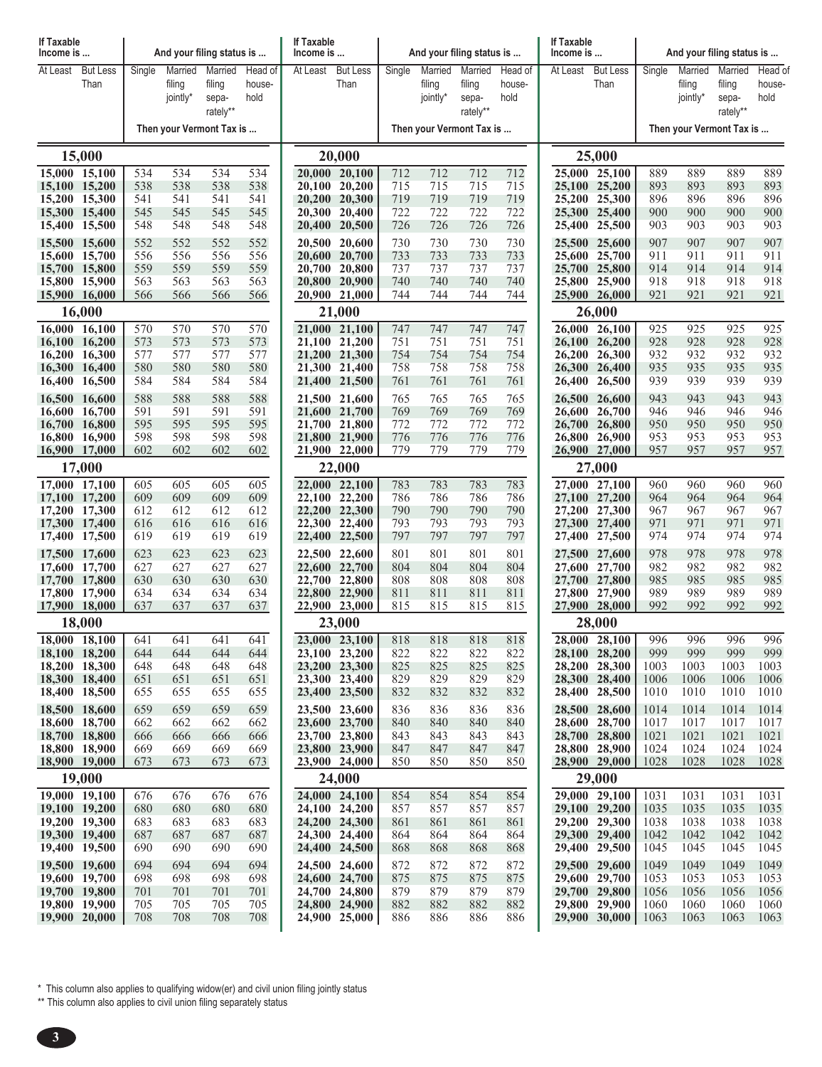| If Taxable Income is ... | | And your filing status is ... | | | | If Taxable Income is ... | | And your filing status is ... | | | | If Taxable Income is ... | | And your filing status is ... | | | |
|---|---|---|---|---|---|---|---|---|---|---|---|---|---|---|---|---|---|
| At Least | But Less Than | Single | Married filing jointly* | Married filing sepa-rately** | Head of house-hold | At Least | But Less Than | Single | Married filing jointly* | Married filing sepa-rately** | Head of house-hold | At Least | But Less Than | Single | Married filing jointly* | Married filing sepa-rately** | Head of house-hold |
| | | Then your Vermont Tax is ... | | | | | | Then your Vermont Tax is ... | | | | | | Then your Vermont Tax is ... | | | |
| **15,000** | | | | | | **20,000** | | | | | | **25,000** | | | | | |
| 15,000 | 15,100 | 534 | 534 | 534 | 534 | 20,000 | 20,100 | 712 | 712 | 712 | 712 | 25,000 | 25,100 | 889 | 889 | 889 | 889 |
| 15,100 | 15,200 | 538 | 538 | 538 | 538 | 20,100 | 20,200 | 715 | 715 | 715 | 715 | 25,100 | 25,200 | 893 | 893 | 893 | 893 |
| 15,200 | 15,300 | 541 | 541 | 541 | 541 | 20,200 | 20,300 | 719 | 719 | 719 | 719 | 25,200 | 25,300 | 896 | 896 | 896 | 896 |
| 15,300 | 15,400 | 545 | 545 | 545 | 545 | 20,300 | 20,400 | 722 | 722 | 722 | 722 | 25,300 | 25,400 | 900 | 900 | 900 | 900 |
| 15,400 | 15,500 | 548 | 548 | 548 | 548 | 20,400 | 20,500 | 726 | 726 | 726 | 726 | 25,400 | 25,500 | 903 | 903 | 903 | 903 |
| 15,500 | 15,600 | 552 | 552 | 552 | 552 | 20,500 | 20,600 | 730 | 730 | 730 | 730 | 25,500 | 25,600 | 907 | 907 | 907 | 907 |
| 15,600 | 15,700 | 556 | 556 | 556 | 556 | 20,600 | 20,700 | 733 | 733 | 733 | 733 | 25,600 | 25,700 | 911 | 911 | 911 | 911 |
| 15,700 | 15,800 | 559 | 559 | 559 | 559 | 20,700 | 20,800 | 737 | 737 | 737 | 737 | 25,700 | 25,800 | 914 | 914 | 914 | 914 |
| 15,800 | 15,900 | 563 | 563 | 563 | 563 | 20,800 | 20,900 | 740 | 740 | 740 | 740 | 25,800 | 25,900 | 918 | 918 | 918 | 918 |
| 15,900 | 16,000 | 566 | 566 | 566 | 566 | 20,900 | 21,000 | 744 | 744 | 744 | 744 | 25,900 | 26,000 | 921 | 921 | 921 | 921 |
| **16,000** | | | | | | **21,000** | | | | | | **26,000** | | | | | |
| 16,000 | 16,100 | 570 | 570 | 570 | 570 | 21,000 | 21,100 | 747 | 747 | 747 | 747 | 26,000 | 26,100 | 925 | 925 | 925 | 925 |
| 16,100 | 16,200 | 573 | 573 | 573 | 573 | 21,100 | 21,200 | 751 | 751 | 751 | 751 | 26,100 | 26,200 | 928 | 928 | 928 | 928 |
| 16,200 | 16,300 | 577 | 577 | 577 | 577 | 21,200 | 21,300 | 754 | 754 | 754 | 754 | 26,200 | 26,300 | 932 | 932 | 932 | 932 |
| 16,300 | 16,400 | 580 | 580 | 580 | 580 | 21,300 | 21,400 | 758 | 758 | 758 | 758 | 26,300 | 26,400 | 935 | 935 | 935 | 935 |
| 16,400 | 16,500 | 584 | 584 | 584 | 584 | 21,400 | 21,500 | 761 | 761 | 761 | 761 | 26,400 | 26,500 | 939 | 939 | 939 | 939 |
| 16,500 | 16,600 | 588 | 588 | 588 | 588 | 21,500 | 21,600 | 765 | 765 | 765 | 765 | 26,500 | 26,600 | 943 | 943 | 943 | 943 |
| 16,600 | 16,700 | 591 | 591 | 591 | 591 | 21,600 | 21,700 | 769 | 769 | 769 | 769 | 26,600 | 26,700 | 946 | 946 | 946 | 946 |
| 16,700 | 16,800 | 595 | 595 | 595 | 595 | 21,700 | 21,800 | 772 | 772 | 772 | 772 | 26,700 | 26,800 | 950 | 950 | 950 | 950 |
| 16,800 | 16,900 | 598 | 598 | 598 | 598 | 21,800 | 21,900 | 776 | 776 | 776 | 776 | 26,800 | 26,900 | 953 | 953 | 953 | 953 |
| 16,900 | 17,000 | 602 | 602 | 602 | 602 | 21,900 | 22,000 | 779 | 779 | 779 | 779 | 26,900 | 27,000 | 957 | 957 | 957 | 957 |
| **17,000** | | | | | | **22,000** | | | | | | **27,000** | | | | | |
| 17,000 | 17,100 | 605 | 605 | 605 | 605 | 22,000 | 22,100 | 783 | 783 | 783 | 783 | 27,000 | 27,100 | 960 | 960 | 960 | 960 |
| 17,100 | 17,200 | 609 | 609 | 609 | 609 | 22,100 | 22,200 | 786 | 786 | 786 | 786 | 27,100 | 27,200 | 964 | 964 | 964 | 964 |
| 17,200 | 17,300 | 612 | 612 | 612 | 612 | 22,200 | 22,300 | 790 | 790 | 790 | 790 | 27,200 | 27,300 | 967 | 967 | 967 | 967 |
| 17,300 | 17,400 | 616 | 616 | 616 | 616 | 22,300 | 22,400 | 793 | 793 | 793 | 793 | 27,300 | 27,400 | 971 | 971 | 971 | 971 |
| 17,400 | 17,500 | 619 | 619 | 619 | 619 | 22,400 | 22,500 | 797 | 797 | 797 | 797 | 27,400 | 27,500 | 974 | 974 | 974 | 974 |
| 17,500 | 17,600 | 623 | 623 | 623 | 623 | 22,500 | 22,600 | 801 | 801 | 801 | 801 | 27,500 | 27,600 | 978 | 978 | 978 | 978 |
| 17,600 | 17,700 | 627 | 627 | 627 | 627 | 22,600 | 22,700 | 804 | 804 | 804 | 804 | 27,600 | 27,700 | 982 | 982 | 982 | 982 |
| 17,700 | 17,800 | 630 | 630 | 630 | 630 | 22,700 | 22,800 | 808 | 808 | 808 | 808 | 27,700 | 27,800 | 985 | 985 | 985 | 985 |
| 17,800 | 17,900 | 634 | 634 | 634 | 634 | 22,800 | 22,900 | 811 | 811 | 811 | 811 | 27,800 | 27,900 | 989 | 989 | 989 | 989 |
| 17,900 | 18,000 | 637 | 637 | 637 | 637 | 22,900 | 23,000 | 815 | 815 | 815 | 815 | 27,900 | 28,000 | 992 | 992 | 992 | 992 |
| **18,000** | | | | | | **23,000** | | | | | | **28,000** | | | | | |
| 18,000 | 18,100 | 641 | 641 | 641 | 641 | 23,000 | 23,100 | 818 | 818 | 818 | 818 | 28,000 | 28,100 | 996 | 996 | 996 | 996 |
| 18,100 | 18,200 | 644 | 644 | 644 | 644 | 23,100 | 23,200 | 822 | 822 | 822 | 822 | 28,100 | 28,200 | 999 | 999 | 999 | 999 |
| 18,200 | 18,300 | 648 | 648 | 648 | 648 | 23,200 | 23,300 | 825 | 825 | 825 | 825 | 28,200 | 28,300 | 1003 | 1003 | 1003 | 1003 |
| 18,300 | 18,400 | 651 | 651 | 651 | 651 | 23,300 | 23,400 | 829 | 829 | 829 | 829 | 28,300 | 28,400 | 1006 | 1006 | 1006 | 1006 |
| 18,400 | 18,500 | 655 | 655 | 655 | 655 | 23,400 | 23,500 | 832 | 832 | 832 | 832 | 28,400 | 28,500 | 1010 | 1010 | 1010 | 1010 |
| 18,500 | 18,600 | 659 | 659 | 659 | 659 | 23,500 | 23,600 | 836 | 836 | 836 | 836 | 28,500 | 28,600 | 1014 | 1014 | 1014 | 1014 |
| 18,600 | 18,700 | 662 | 662 | 662 | 662 | 23,600 | 23,700 | 840 | 840 | 840 | 840 | 28,600 | 28,700 | 1017 | 1017 | 1017 | 1017 |
| 18,700 | 18,800 | 666 | 666 | 666 | 666 | 23,700 | 23,800 | 843 | 843 | 843 | 843 | 28,700 | 28,800 | 1021 | 1021 | 1021 | 1021 |
| 18,800 | 18,900 | 669 | 669 | 669 | 669 | 23,800 | 23,900 | 847 | 847 | 847 | 847 | 28,800 | 28,900 | 1024 | 1024 | 1024 | 1024 |
| 18,900 | 19,000 | 673 | 673 | 673 | 673 | 23,900 | 24,000 | 850 | 850 | 850 | 850 | 28,900 | 29,000 | 1028 | 1028 | 1028 | 1028 |
| **19,000** | | | | | | **24,000** | | | | | | **29,000** | | | | | |
| 19,000 | 19,100 | 676 | 676 | 676 | 676 | 24,000 | 24,100 | 854 | 854 | 854 | 854 | 29,000 | 29,100 | 1031 | 1031 | 1031 | 1031 |
| 19,100 | 19,200 | 680 | 680 | 680 | 680 | 24,100 | 24,200 | 857 | 857 | 857 | 857 | 29,100 | 29,200 | 1035 | 1035 | 1035 | 1035 |
| 19,200 | 19,300 | 683 | 683 | 683 | 683 | 24,200 | 24,300 | 861 | 861 | 861 | 861 | 29,200 | 29,300 | 1038 | 1038 | 1038 | 1038 |
| 19,300 | 19,400 | 687 | 687 | 687 | 687 | 24,300 | 24,400 | 864 | 864 | 864 | 864 | 29,300 | 29,400 | 1042 | 1042 | 1042 | 1042 |
| 19,400 | 19,500 | 690 | 690 | 690 | 690 | 24,400 | 24,500 | 868 | 868 | 868 | 868 | 29,400 | 29,500 | 1045 | 1045 | 1045 | 1045 |
| 19,500 | 19,600 | 694 | 694 | 694 | 694 | 24,500 | 24,600 | 872 | 872 | 872 | 872 | 29,500 | 29,600 | 1049 | 1049 | 1049 | 1049 |
| 19,600 | 19,700 | 698 | 698 | 698 | 698 | 24,600 | 24,700 | 875 | 875 | 875 | 875 | 29,600 | 29,700 | 1053 | 1053 | 1053 | 1053 |
| 19,700 | 19,800 | 701 | 701 | 701 | 701 | 24,700 | 24,800 | 879 | 879 | 879 | 879 | 29,700 | 29,800 | 1056 | 1056 | 1056 | 1056 |
| 19,800 | 19,900 | 705 | 705 | 705 | 705 | 24,800 | 24,900 | 882 | 882 | 882 | 882 | 29,800 | 29,900 | 1060 | 1060 | 1060 | 1060 |
| 19,900 | 20,000 | 708 | 708 | 708 | 708 | 24,900 | 25,000 | 886 | 886 | 886 | 886 | 29,900 | 30,000 | 1063 | 1063 | 1063 | 1063 |

* This column also applies to qualifying widow(er) and civil union filing jointly status

** This column also applies to civil union filing separately status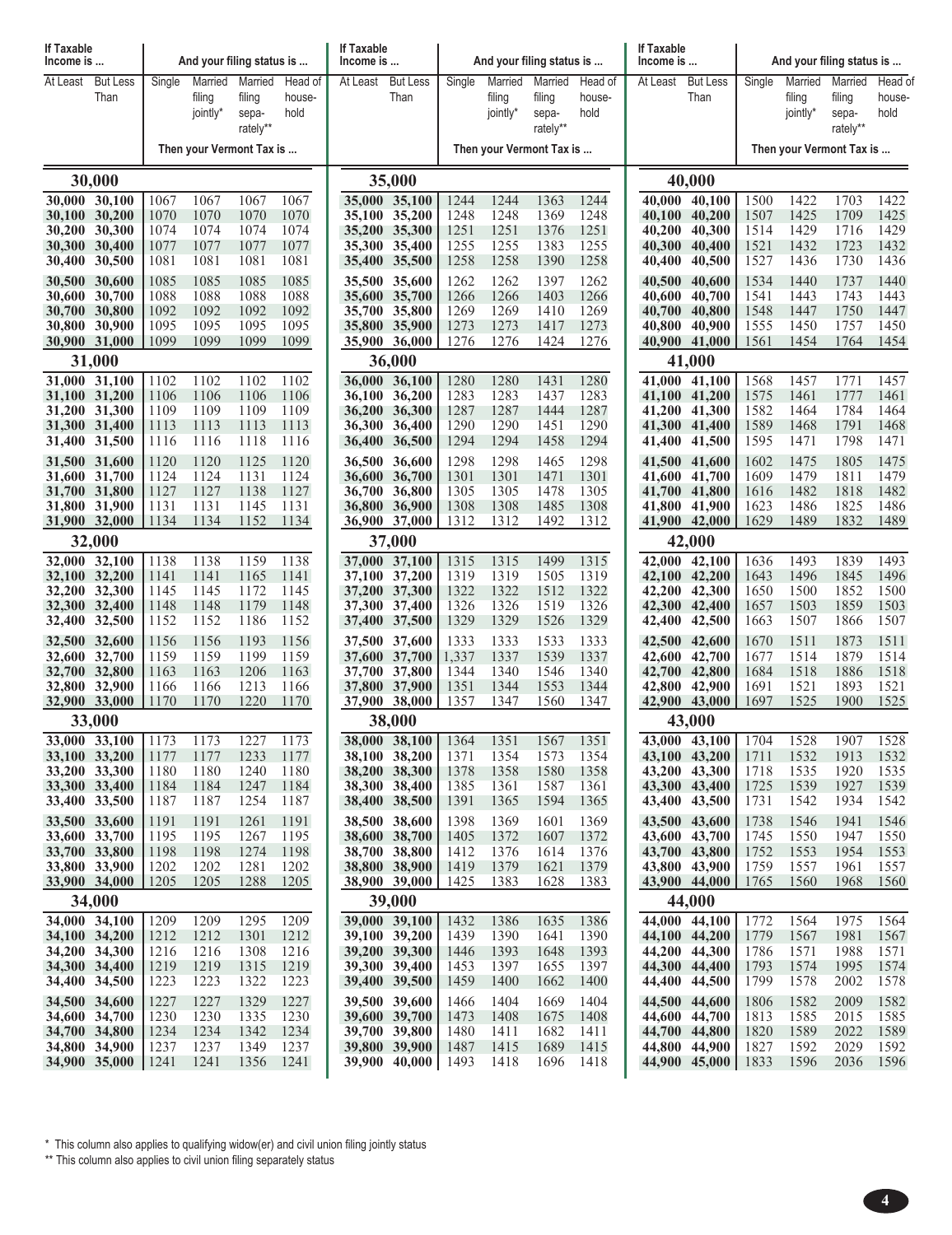| If Taxable Income is ... | | And your filing status is ... | | | |
|---|---|---|---|---|---|
| At Least | But Less Than | Single | Married filing jointly* | Married filing separately** | Head of household |
| | | Then your Vermont Tax is ... | | | |
| **30,000** | | | | | |
| 30,000 | 30,100 | 1067 | 1067 | 1067 | 1067 |
| 30,100 | 30,200 | 1070 | 1070 | 1070 | 1070 |
| 30,200 | 30,300 | 1074 | 1074 | 1074 | 1074 |
| 30,300 | 30,400 | 1077 | 1077 | 1077 | 1077 |
| 30,400 | 30,500 | 1081 | 1081 | 1081 | 1081 |
| 30,500 | 30,600 | 1085 | 1085 | 1085 | 1085 |
| 30,600 | 30,700 | 1088 | 1088 | 1088 | 1088 |
| 30,700 | 30,800 | 1092 | 1092 | 1092 | 1092 |
| 30,800 | 30,900 | 1095 | 1095 | 1095 | 1095 |
| 30,900 | 31,000 | 1099 | 1099 | 1099 | 1099 |
| **31,000** | | | | | |
| 31,000 | 31,100 | 1102 | 1102 | 1102 | 1102 |
| 31,100 | 31,200 | 1106 | 1106 | 1106 | 1106 |
| 31,200 | 31,300 | 1109 | 1109 | 1109 | 1109 |
| 31,300 | 31,400 | 1113 | 1113 | 1113 | 1113 |
| 31,400 | 31,500 | 1116 | 1116 | 1118 | 1116 |
| 31,500 | 31,600 | 1120 | 1120 | 1125 | 1120 |
| 31,600 | 31,700 | 1124 | 1124 | 1131 | 1124 |
| 31,700 | 31,800 | 1127 | 1127 | 1138 | 1127 |
| 31,800 | 31,900 | 1131 | 1131 | 1145 | 1131 |
| 31,900 | 32,000 | 1134 | 1134 | 1152 | 1134 |
| **32,000** | | | | | |
| 32,000 | 32,100 | 1138 | 1138 | 1159 | 1138 |
| 32,100 | 32,200 | 1141 | 1141 | 1165 | 1141 |
| 32,200 | 32,300 | 1145 | 1145 | 1172 | 1145 |
| 32,300 | 32,400 | 1148 | 1148 | 1179 | 1148 |
| 32,400 | 32,500 | 1152 | 1152 | 1186 | 1152 |
| 32,500 | 32,600 | 1156 | 1156 | 1193 | 1156 |
| 32,600 | 32,700 | 1159 | 1159 | 1199 | 1159 |
| 32,700 | 32,800 | 1163 | 1163 | 1206 | 1163 |
| 32,800 | 32,900 | 1166 | 1166 | 1213 | 1166 |
| 32,900 | 33,000 | 1170 | 1170 | 1220 | 1170 |
| **33,000** | | | | | |
| 33,000 | 33,100 | 1173 | 1173 | 1227 | 1173 |
| 33,100 | 33,200 | 1177 | 1177 | 1233 | 1177 |
| 33,200 | 33,300 | 1180 | 1180 | 1240 | 1180 |
| 33,300 | 33,400 | 1184 | 1184 | 1247 | 1184 |
| 33,400 | 33,500 | 1187 | 1187 | 1254 | 1187 |
| 33,500 | 33,600 | 1191 | 1191 | 1261 | 1191 |
| 33,600 | 33,700 | 1195 | 1195 | 1267 | 1195 |
| 33,700 | 33,800 | 1198 | 1198 | 1274 | 1198 |
| 33,800 | 33,900 | 1202 | 1202 | 1281 | 1202 |
| 33,900 | 34,000 | 1205 | 1205 | 1288 | 1205 |
| **34,000** | | | | | |
| 34,000 | 34,100 | 1209 | 1209 | 1295 | 1209 |
| 34,100 | 34,200 | 1212 | 1212 | 1301 | 1212 |
| 34,200 | 34,300 | 1216 | 1216 | 1308 | 1216 |
| 34,300 | 34,400 | 1219 | 1219 | 1315 | 1219 |
| 34,400 | 34,500 | 1223 | 1223 | 1322 | 1223 |
| 34,500 | 34,600 | 1227 | 1227 | 1329 | 1227 |
| 34,600 | 34,700 | 1230 | 1230 | 1335 | 1230 |
| 34,700 | 34,800 | 1234 | 1234 | 1342 | 1234 |
| 34,800 | 34,900 | 1237 | 1237 | 1349 | 1237 |
| 34,900 | 35,000 | 1241 | 1241 | 1356 | 1241 |
| **35,000** | | | | | |
| 35,000 | 35,100 | 1244 | 1244 | 1363 | 1244 |
| 35,100 | 35,200 | 1248 | 1248 | 1369 | 1248 |
| 35,200 | 35,300 | 1251 | 1251 | 1376 | 1251 |
| 35,300 | 35,400 | 1255 | 1255 | 1383 | 1255 |
| 35,400 | 35,500 | 1258 | 1258 | 1390 | 1258 |
| 35,500 | 35,600 | 1262 | 1262 | 1397 | 1262 |
| 35,600 | 35,700 | 1266 | 1266 | 1403 | 1266 |
| 35,700 | 35,800 | 1269 | 1269 | 1410 | 1269 |
| 35,800 | 35,900 | 1273 | 1273 | 1417 | 1273 |
| 35,900 | 36,000 | 1276 | 1276 | 1424 | 1276 |
| **36,000** | | | | | |
| 36,000 | 36,100 | 1280 | 1280 | 1431 | 1280 |
| 36,100 | 36,200 | 1283 | 1283 | 1437 | 1283 |
| 36,200 | 36,300 | 1287 | 1287 | 1444 | 1287 |
| 36,300 | 36,400 | 1290 | 1290 | 1451 | 1290 |
| 36,400 | 36,500 | 1294 | 1294 | 1458 | 1294 |
| 36,500 | 36,600 | 1298 | 1298 | 1465 | 1298 |
| 36,600 | 36,700 | 1301 | 1301 | 1471 | 1301 |
| 36,700 | 36,800 | 1305 | 1305 | 1478 | 1305 |
| 36,800 | 36,900 | 1308 | 1308 | 1485 | 1308 |
| 36,900 | 37,000 | 1312 | 1312 | 1492 | 1312 |
| **37,000** | | | | | |
| 37,000 | 37,100 | 1315 | 1315 | 1499 | 1315 |
| 37,100 | 37,200 | 1319 | 1319 | 1505 | 1319 |
| 37,200 | 37,300 | 1322 | 1322 | 1512 | 1322 |
| 37,300 | 37,400 | 1326 | 1326 | 1519 | 1326 |
| 37,400 | 37,500 | 1329 | 1329 | 1526 | 1329 |
| 37,500 | 37,600 | 1333 | 1333 | 1533 | 1333 |
| 37,600 | 37,700 | 1,337 | 1337 | 1539 | 1337 |
| 37,700 | 37,800 | 1344 | 1340 | 1546 | 1340 |
| 37,800 | 37,900 | 1351 | 1344 | 1553 | 1344 |
| 37,900 | 38,000 | 1357 | 1347 | 1560 | 1347 |
| **38,000** | | | | | |
| 38,000 | 38,100 | 1364 | 1351 | 1567 | 1351 |
| 38,100 | 38,200 | 1371 | 1354 | 1573 | 1354 |
| 38,200 | 38,300 | 1378 | 1358 | 1580 | 1358 |
| 38,300 | 38,400 | 1385 | 1361 | 1587 | 1361 |
| 38,400 | 38,500 | 1391 | 1365 | 1594 | 1365 |
| 38,500 | 38,600 | 1398 | 1369 | 1601 | 1369 |
| 38,600 | 38,700 | 1405 | 1372 | 1607 | 1372 |
| 38,700 | 38,800 | 1412 | 1376 | 1614 | 1376 |
| 38,800 | 38,900 | 1419 | 1379 | 1621 | 1379 |
| 38,900 | 39,000 | 1425 | 1383 | 1628 | 1383 |
| **39,000** | | | | | |
| 39,000 | 39,100 | 1432 | 1386 | 1635 | 1386 |
| 39,100 | 39,200 | 1439 | 1390 | 1641 | 1390 |
| 39,200 | 39,300 | 1446 | 1393 | 1648 | 1393 |
| 39,300 | 39,400 | 1453 | 1397 | 1655 | 1397 |
| 39,400 | 39,500 | 1459 | 1400 | 1662 | 1400 |
| 39,500 | 39,600 | 1466 | 1404 | 1669 | 1404 |
| 39,600 | 39,700 | 1473 | 1408 | 1675 | 1408 |
| 39,700 | 39,800 | 1480 | 1411 | 1682 | 1411 |
| 39,800 | 39,900 | 1487 | 1415 | 1689 | 1415 |
| 39,900 | 40,000 | 1493 | 1418 | 1696 | 1418 |
| **40,000** | | | | | |
| 40,000 | 40,100 | 1500 | 1422 | 1703 | 1422 |
| 40,100 | 40,200 | 1507 | 1425 | 1709 | 1425 |
| 40,200 | 40,300 | 1514 | 1429 | 1716 | 1429 |
| 40,300 | 40,400 | 1521 | 1432 | 1723 | 1432 |
| 40,400 | 40,500 | 1527 | 1436 | 1730 | 1436 |
| 40,500 | 40,600 | 1534 | 1440 | 1737 | 1440 |
| 40,600 | 40,700 | 1541 | 1443 | 1743 | 1443 |
| 40,700 | 40,800 | 1548 | 1447 | 1750 | 1447 |
| 40,800 | 40,900 | 1555 | 1450 | 1757 | 1450 |
| 40,900 | 41,000 | 1561 | 1454 | 1764 | 1454 |
| **41,000** | | | | | |
| 41,000 | 41,100 | 1568 | 1457 | 1771 | 1457 |
| 41,100 | 41,200 | 1575 | 1461 | 1777 | 1461 |
| 41,200 | 41,300 | 1582 | 1464 | 1784 | 1464 |
| 41,300 | 41,400 | 1589 | 1468 | 1791 | 1468 |
| 41,400 | 41,500 | 1595 | 1471 | 1798 | 1471 |
| 41,500 | 41,600 | 1602 | 1475 | 1805 | 1475 |
| 41,600 | 41,700 | 1609 | 1479 | 1811 | 1479 |
| 41,700 | 41,800 | 1616 | 1482 | 1818 | 1482 |
| 41,800 | 41,900 | 1623 | 1486 | 1825 | 1486 |
| 41,900 | 42,000 | 1629 | 1489 | 1832 | 1489 |
| **42,000** | | | | | |
| 42,000 | 42,100 | 1636 | 1493 | 1839 | 1493 |
| 42,100 | 42,200 | 1643 | 1496 | 1845 | 1496 |
| 42,200 | 42,300 | 1650 | 1500 | 1852 | 1500 |
| 42,300 | 42,400 | 1657 | 1503 | 1859 | 1503 |
| 42,400 | 42,500 | 1663 | 1507 | 1866 | 1507 |
| 42,500 | 42,600 | 1670 | 1511 | 1873 | 1511 |
| 42,600 | 42,700 | 1677 | 1514 | 1879 | 1514 |
| 42,700 | 42,800 | 1684 | 1518 | 1886 | 1518 |
| 42,800 | 42,900 | 1691 | 1521 | 1893 | 1521 |
| 42,900 | 43,000 | 1697 | 1525 | 1900 | 1525 |
| **43,000** | | | | | |
| 43,000 | 43,100 | 1704 | 1528 | 1907 | 1528 |
| 43,100 | 43,200 | 1711 | 1532 | 1913 | 1532 |
| 43,200 | 43,300 | 1718 | 1535 | 1920 | 1535 |
| 43,300 | 43,400 | 1725 | 1539 | 1927 | 1539 |
| 43,400 | 43,500 | 1731 | 1542 | 1934 | 1542 |
| 43,500 | 43,600 | 1738 | 1546 | 1941 | 1546 |
| 43,600 | 43,700 | 1745 | 1550 | 1947 | 1550 |
| 43,700 | 43,800 | 1752 | 1553 | 1954 | 1553 |
| 43,800 | 43,900 | 1759 | 1557 | 1961 | 1557 |
| 43,900 | 44,000 | 1765 | 1560 | 1968 | 1560 |
| **44,000** | | | | | |
| 44,000 | 44,100 | 1772 | 1564 | 1975 | 1564 |
| 44,100 | 44,200 | 1779 | 1567 | 1981 | 1567 |
| 44,200 | 44,300 | 1786 | 1571 | 1988 | 1571 |
| 44,300 | 44,400 | 1793 | 1574 | 1995 | 1574 |
| 44,400 | 44,500 | 1799 | 1578 | 2002 | 1578 |
| 44,500 | 44,600 | 1806 | 1582 | 2009 | 1582 |
| 44,600 | 44,700 | 1813 | 1585 | 2015 | 1585 |
| 44,700 | 44,800 | 1820 | 1589 | 2022 | 1589 |
| 44,800 | 44,900 | 1827 | 1592 | 2029 | 1592 |
| 44,900 | 45,000 | 1833 | 1596 | 2036 | 1596 |

* This column also applies to qualifying widow(er) and civil union filing jointly status

** This column also applies to civil union filing separately status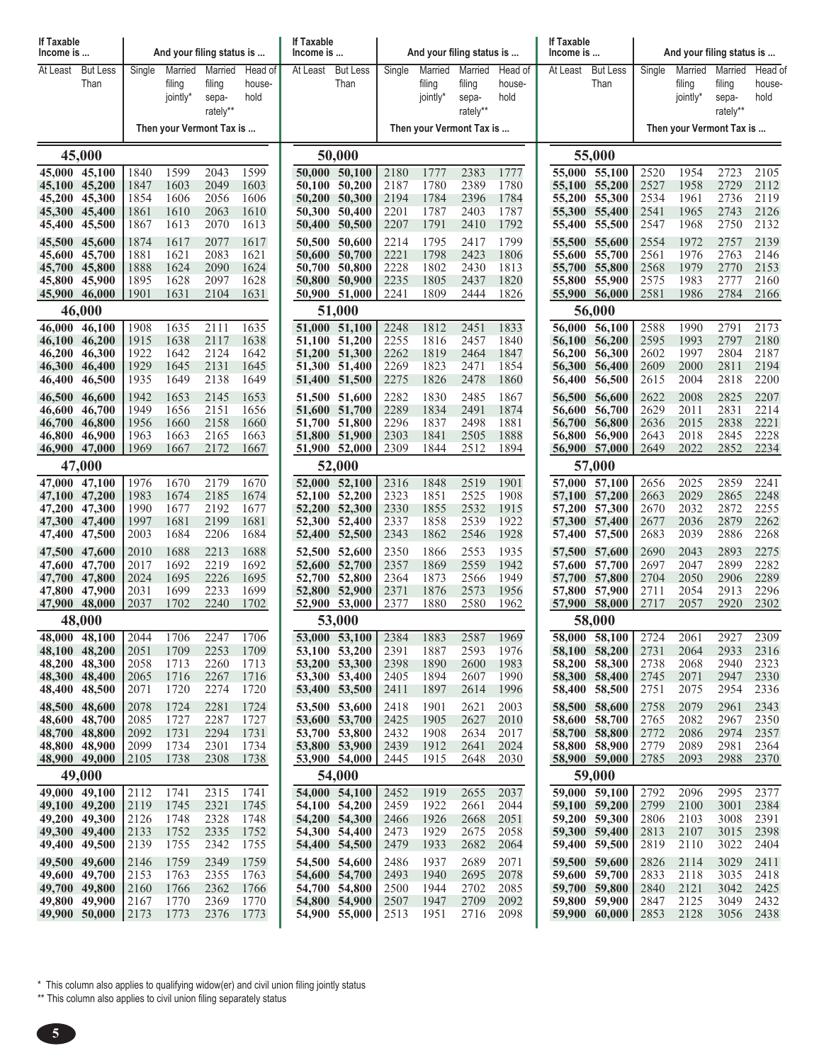| If Taxable Income is ... | | And your filing status is ... | | | |
|---|---|---|---|---|---|
| At Least | But Less Than | Single | Married filing jointly* | Married filing separately** | Head of household |
| | | Then your Vermont Tax is ... | | | |
| **45,000** | | | | | |
| 45,000 | 45,100 | 1840 | 1599 | 2043 | 1599 |
| 45,100 | 45,200 | 1847 | 1603 | 2049 | 1603 |
| 45,200 | 45,300 | 1854 | 1606 | 2056 | 1606 |
| 45,300 | 45,400 | 1861 | 1610 | 2063 | 1610 |
| 45,400 | 45,500 | 1867 | 1613 | 2070 | 1613 |
| 45,500 | 45,600 | 1874 | 1617 | 2077 | 1617 |
| 45,600 | 45,700 | 1881 | 1621 | 2083 | 1621 |
| 45,700 | 45,800 | 1888 | 1624 | 2090 | 1624 |
| 45,800 | 45,900 | 1895 | 1628 | 2097 | 1628 |
| 45,900 | 46,000 | 1901 | 1631 | 2104 | 1631 |
| **46,000** | | | | | |
| 46,000 | 46,100 | 1908 | 1635 | 2111 | 1635 |
| 46,100 | 46,200 | 1915 | 1638 | 2117 | 1638 |
| 46,200 | 46,300 | 1922 | 1642 | 2124 | 1642 |
| 46,300 | 46,400 | 1929 | 1645 | 2131 | 1645 |
| 46,400 | 46,500 | 1935 | 1649 | 2138 | 1649 |
| 46,500 | 46,600 | 1942 | 1653 | 2145 | 1653 |
| 46,600 | 46,700 | 1949 | 1656 | 2151 | 1656 |
| 46,700 | 46,800 | 1956 | 1660 | 2158 | 1660 |
| 46,800 | 46,900 | 1963 | 1663 | 2165 | 1663 |
| 46,900 | 47,000 | 1969 | 1667 | 2172 | 1667 |
| **47,000** | | | | | |
| 47,000 | 47,100 | 1976 | 1670 | 2179 | 1670 |
| 47,100 | 47,200 | 1983 | 1674 | 2185 | 1674 |
| 47,200 | 47,300 | 1990 | 1677 | 2192 | 1677 |
| 47,300 | 47,400 | 1997 | 1681 | 2199 | 1681 |
| 47,400 | 47,500 | 2003 | 1684 | 2206 | 1684 |
| 47,500 | 47,600 | 2010 | 1688 | 2213 | 1688 |
| 47,600 | 47,700 | 2017 | 1692 | 2219 | 1692 |
| 47,700 | 47,800 | 2024 | 1695 | 2226 | 1695 |
| 47,800 | 47,900 | 2031 | 1699 | 2233 | 1699 |
| 47,900 | 48,000 | 2037 | 1702 | 2240 | 1702 |
| **48,000** | | | | | |
| 48,000 | 48,100 | 2044 | 1706 | 2247 | 1706 |
| 48,100 | 48,200 | 2051 | 1709 | 2253 | 1709 |
| 48,200 | 48,300 | 2058 | 1713 | 2260 | 1713 |
| 48,300 | 48,400 | 2065 | 1716 | 2267 | 1716 |
| 48,400 | 48,500 | 2071 | 1720 | 2274 | 1720 |
| 48,500 | 48,600 | 2078 | 1724 | 2281 | 1724 |
| 48,600 | 48,700 | 2085 | 1727 | 2287 | 1727 |
| 48,700 | 48,800 | 2092 | 1731 | 2294 | 1731 |
| 48,800 | 48,900 | 2099 | 1734 | 2301 | 1734 |
| 48,900 | 49,000 | 2105 | 1738 | 2308 | 1738 |
| **49,000** | | | | | |
| 49,000 | 49,100 | 2112 | 1741 | 2315 | 1741 |
| 49,100 | 49,200 | 2119 | 1745 | 2321 | 1745 |
| 49,200 | 49,300 | 2126 | 1748 | 2328 | 1748 |
| 49,300 | 49,400 | 2133 | 1752 | 2335 | 1752 |
| 49,400 | 49,500 | 2139 | 1755 | 2342 | 1755 |
| 49,500 | 49,600 | 2146 | 1759 | 2349 | 1759 |
| 49,600 | 49,700 | 2153 | 1763 | 2355 | 1763 |
| 49,700 | 49,800 | 2160 | 1766 | 2362 | 1766 |
| 49,800 | 49,900 | 2167 | 1770 | 2369 | 1770 |
| 49,900 | 50,000 | 2173 | 1773 | 2376 | 1773 |
| **50,000** | | | | | |
| 50,000 | 50,100 | 2180 | 1777 | 2383 | 1777 |
| 50,100 | 50,200 | 2187 | 1780 | 2389 | 1780 |
| 50,200 | 50,300 | 2194 | 1784 | 2396 | 1784 |
| 50,300 | 50,400 | 2201 | 1787 | 2403 | 1787 |
| 50,400 | 50,500 | 2207 | 1791 | 2410 | 1792 |
| 50,500 | 50,600 | 2214 | 1795 | 2417 | 1799 |
| 50,600 | 50,700 | 2221 | 1798 | 2423 | 1806 |
| 50,700 | 50,800 | 2228 | 1802 | 2430 | 1813 |
| 50,800 | 50,900 | 2235 | 1805 | 2437 | 1820 |
| 50,900 | 51,000 | 2241 | 1809 | 2444 | 1826 |
| **51,000** | | | | | |
| 51,000 | 51,100 | 2248 | 1812 | 2451 | 1833 |
| 51,100 | 51,200 | 2255 | 1816 | 2457 | 1840 |
| 51,200 | 51,300 | 2262 | 1819 | 2464 | 1847 |
| 51,300 | 51,400 | 2269 | 1823 | 2471 | 1854 |
| 51,400 | 51,500 | 2275 | 1826 | 2478 | 1860 |
| 51,500 | 51,600 | 2282 | 1830 | 2485 | 1867 |
| 51,600 | 51,700 | 2289 | 1834 | 2491 | 1874 |
| 51,700 | 51,800 | 2296 | 1837 | 2498 | 1881 |
| 51,800 | 51,900 | 2303 | 1841 | 2505 | 1888 |
| 51,900 | 52,000 | 2309 | 1844 | 2512 | 1894 |
| **52,000** | | | | | |
| 52,000 | 52,100 | 2316 | 1848 | 2519 | 1901 |
| 52,100 | 52,200 | 2323 | 1851 | 2525 | 1908 |
| 52,200 | 52,300 | 2330 | 1855 | 2532 | 1915 |
| 52,300 | 52,400 | 2337 | 1858 | 2539 | 1922 |
| 52,400 | 52,500 | 2343 | 1862 | 2546 | 1928 |
| 52,500 | 52,600 | 2350 | 1866 | 2553 | 1935 |
| 52,600 | 52,700 | 2357 | 1869 | 2559 | 1942 |
| 52,700 | 52,800 | 2364 | 1873 | 2566 | 1949 |
| 52,800 | 52,900 | 2371 | 1876 | 2573 | 1956 |
| 52,900 | 53,000 | 2377 | 1880 | 2580 | 1962 |
| **53,000** | | | | | |
| 53,000 | 53,100 | 2384 | 1883 | 2587 | 1969 |
| 53,100 | 53,200 | 2391 | 1887 | 2593 | 1976 |
| 53,200 | 53,300 | 2398 | 1890 | 2600 | 1983 |
| 53,300 | 53,400 | 2405 | 1894 | 2607 | 1990 |
| 53,400 | 53,500 | 2411 | 1897 | 2614 | 1996 |
| 53,500 | 53,600 | 2418 | 1901 | 2621 | 2003 |
| 53,600 | 53,700 | 2425 | 1905 | 2627 | 2010 |
| 53,700 | 53,800 | 2432 | 1908 | 2634 | 2017 |
| 53,800 | 53,900 | 2439 | 1912 | 2641 | 2024 |
| 53,900 | 54,000 | 2445 | 1915 | 2648 | 2030 |
| **54,000** | | | | | |
| 54,000 | 54,100 | 2452 | 1919 | 2655 | 2037 |
| 54,100 | 54,200 | 2459 | 1922 | 2661 | 2044 |
| 54,200 | 54,300 | 2466 | 1926 | 2668 | 2051 |
| 54,300 | 54,400 | 2473 | 1929 | 2675 | 2058 |
| 54,400 | 54,500 | 2479 | 1933 | 2682 | 2064 |
| 54,500 | 54,600 | 2486 | 1937 | 2689 | 2071 |
| 54,600 | 54,700 | 2493 | 1940 | 2695 | 2078 |
| 54,700 | 54,800 | 2500 | 1944 | 2702 | 2085 |
| 54,800 | 54,900 | 2507 | 1947 | 2709 | 2092 |
| 54,900 | 55,000 | 2513 | 1951 | 2716 | 2098 |
| **55,000** | | | | | |
| 55,000 | 55,100 | 2520 | 1954 | 2723 | 2105 |
| 55,100 | 55,200 | 2527 | 1958 | 2729 | 2112 |
| 55,200 | 55,300 | 2534 | 1961 | 2736 | 2119 |
| 55,300 | 55,400 | 2541 | 1965 | 2743 | 2126 |
| 55,400 | 55,500 | 2547 | 1968 | 2750 | 2132 |
| 55,500 | 55,600 | 2554 | 1972 | 2757 | 2139 |
| 55,600 | 55,700 | 2561 | 1976 | 2763 | 2146 |
| 55,700 | 55,800 | 2568 | 1979 | 2770 | 2153 |
| 55,800 | 55,900 | 2575 | 1983 | 2777 | 2160 |
| 55,900 | 56,000 | 2581 | 1986 | 2784 | 2166 |
| **56,000** | | | | | |
| 56,000 | 56,100 | 2588 | 1990 | 2791 | 2173 |
| 56,100 | 56,200 | 2595 | 1993 | 2797 | 2180 |
| 56,200 | 56,300 | 2602 | 1997 | 2804 | 2187 |
| 56,300 | 56,400 | 2609 | 2000 | 2811 | 2194 |
| 56,400 | 56,500 | 2615 | 2004 | 2818 | 2200 |
| 56,500 | 56,600 | 2622 | 2008 | 2825 | 2207 |
| 56,600 | 56,700 | 2629 | 2011 | 2831 | 2214 |
| 56,700 | 56,800 | 2636 | 2015 | 2838 | 2221 |
| 56,800 | 56,900 | 2643 | 2018 | 2845 | 2228 |
| 56,900 | 57,000 | 2649 | 2022 | 2852 | 2234 |
| **57,000** | | | | | |
| 57,000 | 57,100 | 2656 | 2025 | 2859 | 2241 |
| 57,100 | 57,200 | 2663 | 2029 | 2865 | 2248 |
| 57,200 | 57,300 | 2670 | 2032 | 2872 | 2255 |
| 57,300 | 57,400 | 2677 | 2036 | 2879 | 2262 |
| 57,400 | 57,500 | 2683 | 2039 | 2886 | 2268 |
| 57,500 | 57,600 | 2690 | 2043 | 2893 | 2275 |
| 57,600 | 57,700 | 2697 | 2047 | 2899 | 2282 |
| 57,700 | 57,800 | 2704 | 2050 | 2906 | 2289 |
| 57,800 | 57,900 | 2711 | 2054 | 2913 | 2296 |
| 57,900 | 58,000 | 2717 | 2057 | 2920 | 2302 |
| **58,000** | | | | | |
| 58,000 | 58,100 | 2724 | 2061 | 2927 | 2309 |
| 58,100 | 58,200 | 2731 | 2064 | 2933 | 2316 |
| 58,200 | 58,300 | 2738 | 2068 | 2940 | 2323 |
| 58,300 | 58,400 | 2745 | 2071 | 2947 | 2330 |
| 58,400 | 58,500 | 2751 | 2075 | 2954 | 2336 |
| 58,500 | 58,600 | 2758 | 2079 | 2961 | 2343 |
| 58,600 | 58,700 | 2765 | 2082 | 2967 | 2350 |
| 58,700 | 58,800 | 2772 | 2086 | 2974 | 2357 |
| 58,800 | 58,900 | 2779 | 2089 | 2981 | 2364 |
| 58,900 | 59,000 | 2785 | 2093 | 2988 | 2370 |
| **59,000** | | | | | |
| 59,000 | 59,100 | 2792 | 2096 | 2995 | 2377 |
| 59,100 | 59,200 | 2799 | 2100 | 3001 | 2384 |
| 59,200 | 59,300 | 2806 | 2103 | 3008 | 2391 |
| 59,300 | 59,400 | 2813 | 2107 | 3015 | 2398 |
| 59,400 | 59,500 | 2819 | 2110 | 3022 | 2404 |
| 59,500 | 59,600 | 2826 | 2114 | 3029 | 2411 |
| 59,600 | 59,700 | 2833 | 2118 | 3035 | 2418 |
| 59,700 | 59,800 | 2840 | 2121 | 3042 | 2425 |
| 59,800 | 59,900 | 2847 | 2125 | 3049 | 2432 |
| 59,900 | 60,000 | 2853 | 2128 | 3056 | 2438 |

* This column also applies to qualifying widow(er) and civil union filing jointly status

** This column also applies to civil union filing separately status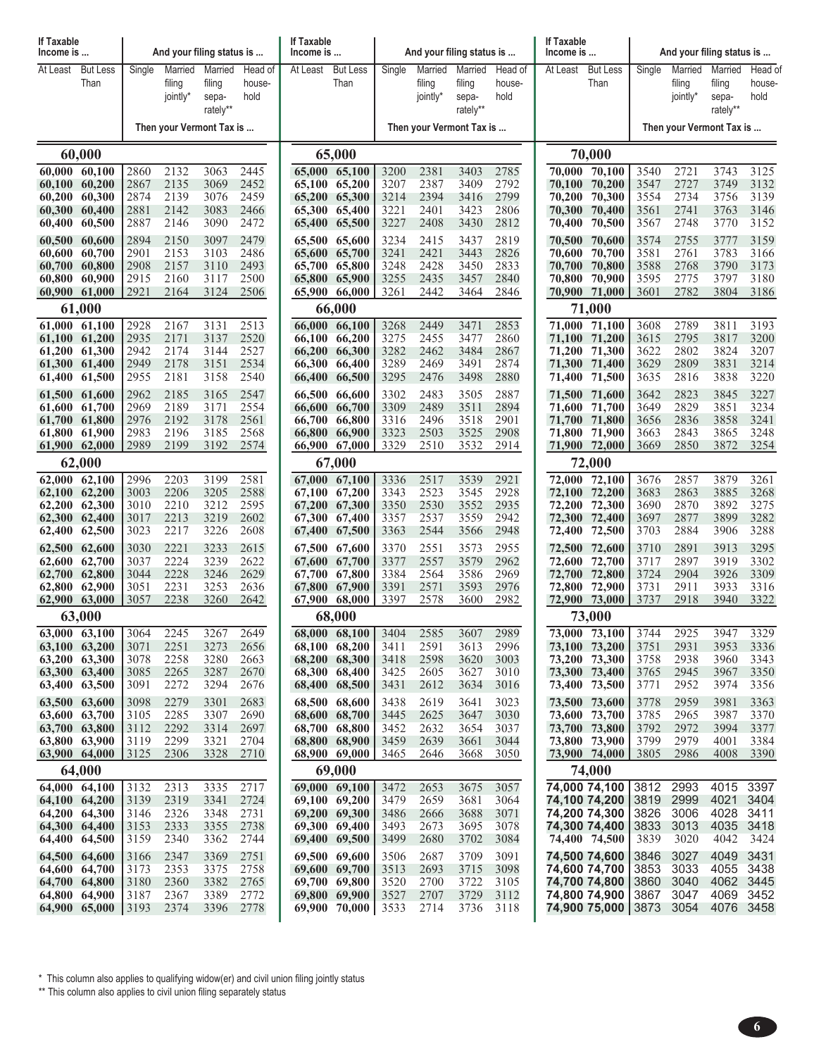| If Taxable Income is ... | | And your filing status is ... | | | | If Taxable Income is ... | | And your filing status is ... | | | | If Taxable Income is ... | | And your filing status is ... | | | |
|---|---|---|---|---|---|---|---|---|---|---|---|---|---|---|---|---|---|
| At Least | But Less Than | Single | Married filing jointly* | Married filing sepa-rately** | Head of house-hold | At Least | But Less Than | Single | Married filing jointly* | Married filing sepa-rately** | Head of house-hold | At Least | But Less Than | Single | Married filing jointly* | Married filing sepa-rately** | Head of house-hold |
| | | Then your Vermont Tax is ... | | | | | | Then your Vermont Tax is ... | | | | | | Then your Vermont Tax is ... | | | |
| **60,000** | | | | | | **65,000** | | | | | | **70,000** | | | | | |
| 60,000 | 60,100 | 2860 | 2132 | 3063 | 2445 | 65,000 | 65,100 | 3200 | 2381 | 3403 | 2785 | 70,000 | 70,100 | 3540 | 2721 | 3743 | 3125 |
| 60,100 | 60,200 | 2867 | 2135 | 3069 | 2452 | 65,100 | 65,200 | 3207 | 2387 | 3409 | 2792 | 70,100 | 70,200 | 3547 | 2727 | 3749 | 3132 |
| 60,200 | 60,300 | 2874 | 2139 | 3076 | 2459 | 65,200 | 65,300 | 3214 | 2394 | 3416 | 2799 | 70,200 | 70,300 | 3554 | 2734 | 3756 | 3139 |
| 60,300 | 60,400 | 2881 | 2142 | 3083 | 2466 | 65,300 | 65,400 | 3221 | 2401 | 3423 | 2806 | 70,300 | 70,400 | 3561 | 2741 | 3763 | 3146 |
| 60,400 | 60,500 | 2887 | 2146 | 3090 | 2472 | 65,400 | 65,500 | 3227 | 2408 | 3430 | 2812 | 70,400 | 70,500 | 3567 | 2748 | 3770 | 3152 |
| 60,500 | 60,600 | 2894 | 2150 | 3097 | 2479 | 65,500 | 65,600 | 3234 | 2415 | 3437 | 2819 | 70,500 | 70,600 | 3574 | 2755 | 3777 | 3159 |
| 60,600 | 60,700 | 2901 | 2153 | 3103 | 2486 | 65,600 | 65,700 | 3241 | 2421 | 3443 | 2826 | 70,600 | 70,700 | 3581 | 2761 | 3783 | 3166 |
| 60,700 | 60,800 | 2908 | 2157 | 3110 | 2493 | 65,700 | 65,800 | 3248 | 2428 | 3450 | 2833 | 70,700 | 70,800 | 3588 | 2768 | 3790 | 3173 |
| 60,800 | 60,900 | 2915 | 2160 | 3117 | 2500 | 65,800 | 65,900 | 3255 | 2435 | 3457 | 2840 | 70,800 | 70,900 | 3595 | 2775 | 3797 | 3180 |
| 60,900 | 61,000 | 2921 | 2164 | 3124 | 2506 | 65,900 | 66,000 | 3261 | 2442 | 3464 | 2846 | 70,900 | 71,000 | 3601 | 2782 | 3804 | 3186 |
| **61,000** | | | | | | **66,000** | | | | | | **71,000** | | | | | |
| 61,000 | 61,100 | 2928 | 2167 | 3131 | 2513 | 66,000 | 66,100 | 3268 | 2449 | 3471 | 2853 | 71,000 | 71,100 | 3608 | 2789 | 3811 | 3193 |
| 61,100 | 61,200 | 2935 | 2171 | 3137 | 2520 | 66,100 | 66,200 | 3275 | 2455 | 3477 | 2860 | 71,100 | 71,200 | 3615 | 2795 | 3817 | 3200 |
| 61,200 | 61,300 | 2942 | 2174 | 3144 | 2527 | 66,200 | 66,300 | 3282 | 2462 | 3484 | 2867 | 71,200 | 71,300 | 3622 | 2802 | 3824 | 3207 |
| 61,300 | 61,400 | 2949 | 2178 | 3151 | 2534 | 66,300 | 66,400 | 3289 | 2469 | 3491 | 2874 | 71,300 | 71,400 | 3629 | 2809 | 3831 | 3214 |
| 61,400 | 61,500 | 2955 | 2181 | 3158 | 2540 | 66,400 | 66,500 | 3295 | 2476 | 3498 | 2880 | 71,400 | 71,500 | 3635 | 2816 | 3838 | 3220 |
| 61,500 | 61,600 | 2962 | 2185 | 3165 | 2547 | 66,500 | 66,600 | 3302 | 2483 | 3505 | 2887 | 71,500 | 71,600 | 3642 | 2823 | 3845 | 3227 |
| 61,600 | 61,700 | 2969 | 2189 | 3171 | 2554 | 66,600 | 66,700 | 3309 | 2489 | 3511 | 2894 | 71,600 | 71,700 | 3649 | 2829 | 3851 | 3234 |
| 61,700 | 61,800 | 2976 | 2192 | 3178 | 2561 | 66,700 | 66,800 | 3316 | 2496 | 3518 | 2901 | 71,700 | 71,800 | 3656 | 2836 | 3858 | 3241 |
| 61,800 | 61,900 | 2983 | 2196 | 3185 | 2568 | 66,800 | 66,900 | 3323 | 2503 | 3525 | 2908 | 71,800 | 71,900 | 3663 | 2843 | 3865 | 3248 |
| 61,900 | 62,000 | 2989 | 2199 | 3192 | 2574 | 66,900 | 67,000 | 3329 | 2510 | 3532 | 2914 | 71,900 | 72,000 | 3669 | 2850 | 3872 | 3254 |
| **62,000** | | | | | | **67,000** | | | | | | **72,000** | | | | | |
| 62,000 | 62,100 | 2996 | 2203 | 3199 | 2581 | 67,000 | 67,100 | 3336 | 2517 | 3539 | 2921 | 72,000 | 72,100 | 3676 | 2857 | 3879 | 3261 |
| 62,100 | 62,200 | 3003 | 2206 | 3205 | 2588 | 67,100 | 67,200 | 3343 | 2523 | 3545 | 2928 | 72,100 | 72,200 | 3683 | 2863 | 3885 | 3268 |
| 62,200 | 62,300 | 3010 | 2210 | 3212 | 2595 | 67,200 | 67,300 | 3350 | 2530 | 3552 | 2935 | 72,200 | 72,300 | 3690 | 2870 | 3892 | 3275 |
| 62,300 | 62,400 | 3017 | 2213 | 3219 | 2602 | 67,300 | 67,400 | 3357 | 2537 | 3559 | 2942 | 72,300 | 72,400 | 3697 | 2877 | 3899 | 3282 |
| 62,400 | 62,500 | 3023 | 2217 | 3226 | 2608 | 67,400 | 67,500 | 3363 | 2544 | 3566 | 2948 | 72,400 | 72,500 | 3703 | 2884 | 3906 | 3288 |
| 62,500 | 62,600 | 3030 | 2221 | 3233 | 2615 | 67,500 | 67,600 | 3370 | 2551 | 3573 | 2955 | 72,500 | 72,600 | 3710 | 2891 | 3913 | 3295 |
| 62,600 | 62,700 | 3037 | 2224 | 3239 | 2622 | 67,600 | 67,700 | 3377 | 2557 | 3579 | 2962 | 72,600 | 72,700 | 3717 | 2897 | 3919 | 3302 |
| 62,700 | 62,800 | 3044 | 2228 | 3246 | 2629 | 67,700 | 67,800 | 3384 | 2564 | 3586 | 2969 | 72,700 | 72,800 | 3724 | 2904 | 3926 | 3309 |
| 62,800 | 62,900 | 3051 | 2231 | 3253 | 2636 | 67,800 | 67,900 | 3391 | 2571 | 3593 | 2976 | 72,800 | 72,900 | 3731 | 2911 | 3933 | 3316 |
| 62,900 | 63,000 | 3057 | 2238 | 3260 | 2642 | 67,900 | 68,000 | 3397 | 2578 | 3600 | 2982 | 72,900 | 73,000 | 3737 | 2918 | 3940 | 3322 |
| **63,000** | | | | | | **68,000** | | | | | | **73,000** | | | | | |
| 63,000 | 63,100 | 3064 | 2245 | 3267 | 2649 | 68,000 | 68,100 | 3404 | 2585 | 3607 | 2989 | 73,000 | 73,100 | 3744 | 2925 | 3947 | 3329 |
| 63,100 | 63,200 | 3071 | 2251 | 3273 | 2656 | 68,100 | 68,200 | 3411 | 2591 | 3613 | 2996 | 73,100 | 73,200 | 3751 | 2931 | 3953 | 3336 |
| 63,200 | 63,300 | 3078 | 2258 | 3280 | 2663 | 68,200 | 68,300 | 3418 | 2598 | 3620 | 3003 | 73,200 | 73,300 | 3758 | 2938 | 3960 | 3343 |
| 63,300 | 63,400 | 3085 | 2265 | 3287 | 2670 | 68,300 | 68,400 | 3425 | 2605 | 3627 | 3010 | 73,300 | 73,400 | 3765 | 2945 | 3967 | 3350 |
| 63,400 | 63,500 | 3091 | 2272 | 3294 | 2676 | 68,400 | 68,500 | 3431 | 2612 | 3634 | 3016 | 73,400 | 73,500 | 3771 | 2952 | 3974 | 3356 |
| 63,500 | 63,600 | 3098 | 2279 | 3301 | 2683 | 68,500 | 68,600 | 3438 | 2619 | 3641 | 3023 | 73,500 | 73,600 | 3778 | 2959 | 3981 | 3363 |
| 63,600 | 63,700 | 3105 | 2285 | 3307 | 2690 | 68,600 | 68,700 | 3445 | 2625 | 3647 | 3030 | 73,600 | 73,700 | 3785 | 2965 | 3987 | 3370 |
| 63,700 | 63,800 | 3112 | 2292 | 3314 | 2697 | 68,700 | 68,800 | 3452 | 2632 | 3654 | 3037 | 73,700 | 73,800 | 3792 | 2972 | 3994 | 3377 |
| 63,800 | 63,900 | 3119 | 2299 | 3321 | 2704 | 68,800 | 68,900 | 3459 | 2639 | 3661 | 3044 | 73,800 | 73,900 | 3799 | 2979 | 4001 | 3384 |
| 63,900 | 64,000 | 3125 | 2306 | 3328 | 2710 | 68,900 | 69,000 | 3465 | 2646 | 3668 | 3050 | 73,900 | 74,000 | 3805 | 2986 | 4008 | 3390 |
| **64,000** | | | | | | **69,000** | | | | | | **74,000** | | | | | |
| 64,000 | 64,100 | 3132 | 2313 | 3335 | 2717 | 69,000 | 69,100 | 3472 | 2653 | 3675 | 3057 | 74,000 | 74,100 | 3812 | 2993 | 4015 | 3397 |
| 64,100 | 64,200 | 3139 | 2319 | 3341 | 2724 | 69,100 | 69,200 | 3479 | 2659 | 3681 | 3064 | 74,100 | 74,200 | 3819 | 2999 | 4021 | 3404 |
| 64,200 | 64,300 | 3146 | 2326 | 3348 | 2731 | 69,200 | 69,300 | 3486 | 2666 | 3688 | 3071 | 74,200 | 74,300 | 3826 | 3006 | 4028 | 3411 |
| 64,300 | 64,400 | 3153 | 2333 | 3355 | 2738 | 69,300 | 69,400 | 3493 | 2673 | 3695 | 3078 | 74,300 | 74,400 | 3833 | 3013 | 4035 | 3418 |
| 64,400 | 64,500 | 3159 | 2340 | 3362 | 2744 | 69,400 | 69,500 | 3499 | 2680 | 3702 | 3084 | 74,400 | 74,500 | 3839 | 3020 | 4042 | 3424 |
| 64,500 | 64,600 | 3166 | 2347 | 3369 | 2751 | 69,500 | 69,600 | 3506 | 2687 | 3709 | 3091 | 74,500 | 74,600 | 3846 | 3027 | 4049 | 3431 |
| 64,600 | 64,700 | 3173 | 2353 | 3375 | 2758 | 69,600 | 69,700 | 3513 | 2693 | 3715 | 3098 | 74,600 | 74,700 | 3853 | 3033 | 4055 | 3438 |
| 64,700 | 64,800 | 3180 | 2360 | 3382 | 2765 | 69,700 | 69,800 | 3520 | 2700 | 3722 | 3105 | 74,700 | 74,800 | 3860 | 3040 | 4062 | 3445 |
| 64,800 | 64,900 | 3187 | 2367 | 3389 | 2772 | 69,800 | 69,900 | 3527 | 2707 | 3729 | 3112 | 74,800 | 74,900 | 3867 | 3047 | 4069 | 3452 |
| 64,900 | 65,000 | 3193 | 2374 | 3396 | 2778 | 69,900 | 70,000 | 3533 | 2714 | 3736 | 3118 | 74,900 | 75,000 | 3873 | 3054 | 4076 | 3458 |

\* This column also applies to qualifying widow(er) and civil union filing jointly status

\** This column also applies to civil union filing separately status